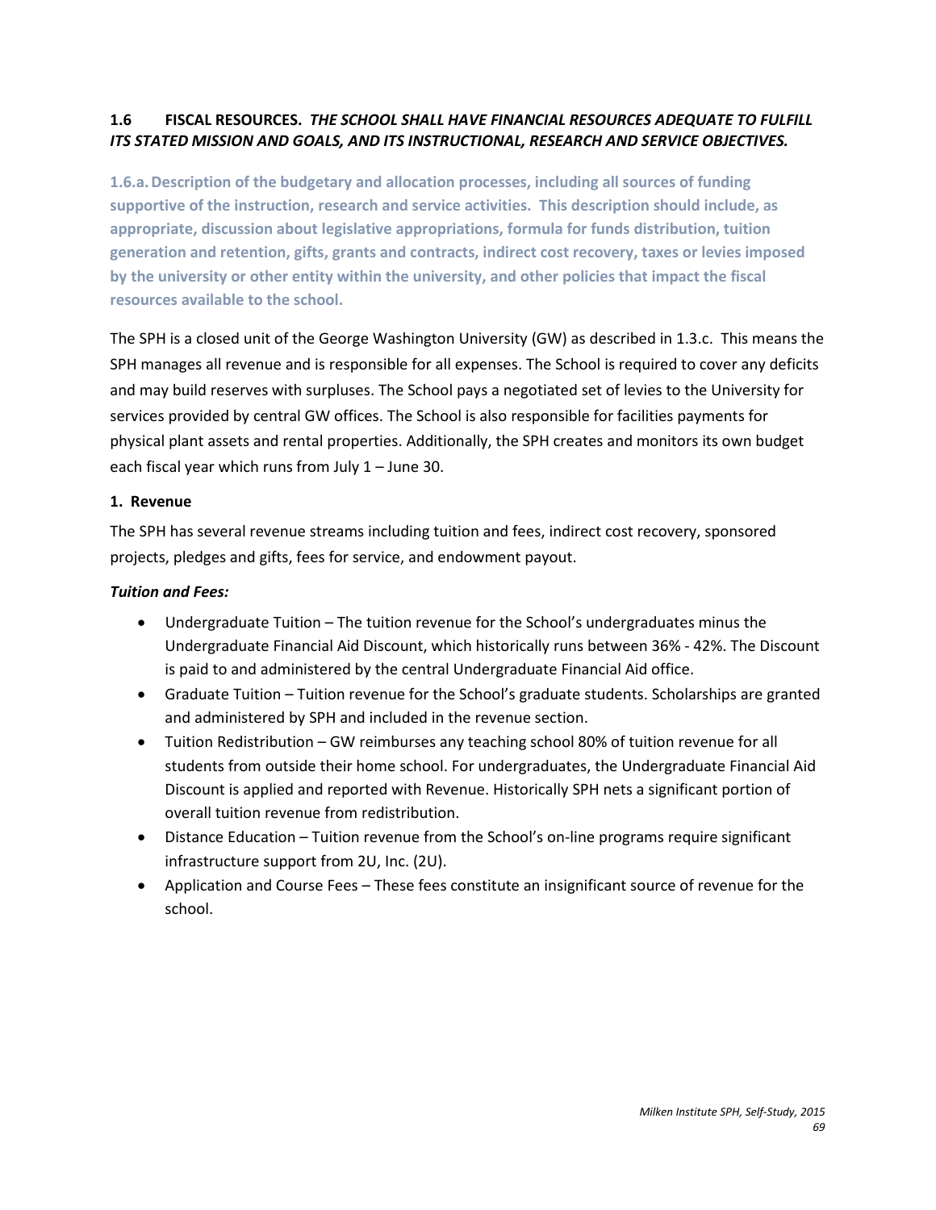## 1.6 FISCAL RESOURCES. *THE SCHOOL SHALL HAVE FINANCIAL RESOURCES ADEQUATE TO FULFILL ITS STATED MISSION AND GOALS, AND ITS INSTRUCTIONAL, RESEARCH AND SERVICE OBJECTIVES.*

### 1.6.a. Description of the budgetary and allocation processes, including all sources of funding supportive of the instruction, research and service activities. This description should include, as appropriate, discussion about legislative appropriations, formula for funds distribution, tuition generation and retention, gifts, grants and contracts, indirect cost recovery, taxes or levies imposed by the university or other entity within the university, and other policies that impact the fiscal resources available to the school.

The SPH is a closed unit of the George Washington University (GW) as described in 1.3.c. This means the SPH manages all revenue and is responsible for all expenses. The School is required to cover any deficits and may build reserves with surpluses. The School pays a negotiated set of levies to the University for services provided by central GW offices. The School is also responsible for facilities payments for physical plant assets and rental properties. Additionally, the SPH creates and monitors its own budget each fiscal year which runs from July 1 – June 30.

**1. Revenue**

The SPH has several revenue streams including tuition and fees, indirect cost recovery, sponsored projects, pledges and gifts, fees for service, and endowment payout.

***Tuition and Fees:***

- Undergraduate Tuition – The tuition revenue for the School's undergraduates minus the Undergraduate Financial Aid Discount, which historically runs between 36% - 42%. The Discount is paid to and administered by the central Undergraduate Financial Aid office.
- Graduate Tuition – Tuition revenue for the School's graduate students. Scholarships are granted and administered by SPH and included in the revenue section.
- Tuition Redistribution – GW reimburses any teaching school 80% of tuition revenue for all students from outside their home school. For undergraduates, the Undergraduate Financial Aid Discount is applied and reported with Revenue. Historically SPH nets a significant portion of overall tuition revenue from redistribution.
- Distance Education – Tuition revenue from the School's on-line programs require significant infrastructure support from 2U, Inc. (2U).
- Application and Course Fees – These fees constitute an insignificant source of revenue for the school.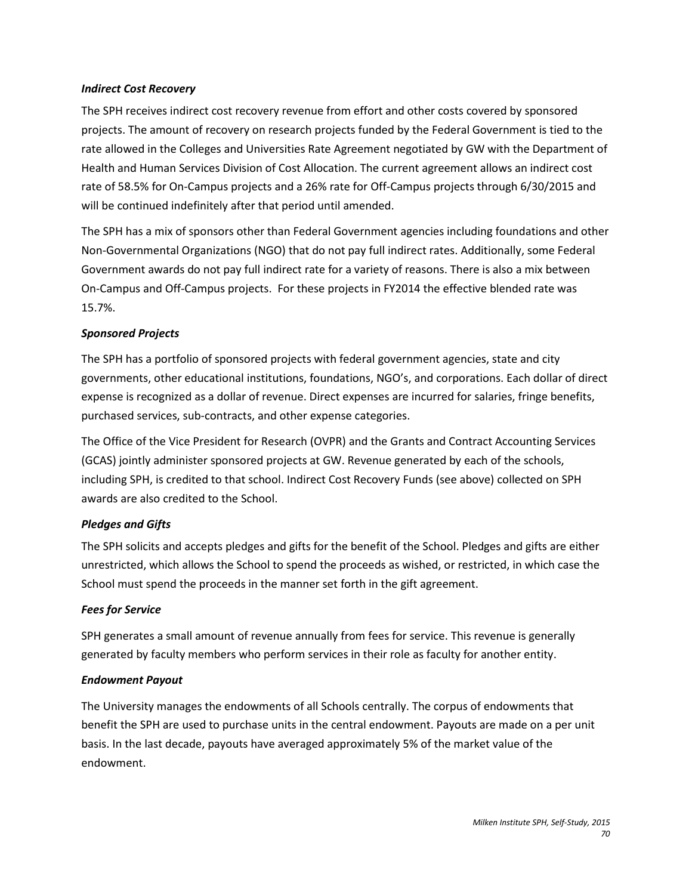### *Indirect Cost Recovery*

The SPH receives indirect cost recovery revenue from effort and other costs covered by sponsored projects. The amount of recovery on research projects funded by the Federal Government is tied to the rate allowed in the Colleges and Universities Rate Agreement negotiated by GW with the Department of Health and Human Services Division of Cost Allocation. The current agreement allows an indirect cost rate of 58.5% for On-Campus projects and a 26% rate for Off-Campus projects through 6/30/2015 and will be continued indefinitely after that period until amended.

The SPH has a mix of sponsors other than Federal Government agencies including foundations and other Non-Governmental Organizations (NGO) that do not pay full indirect rates. Additionally, some Federal Government awards do not pay full indirect rate for a variety of reasons. There is also a mix between On-Campus and Off-Campus projects. For these projects in FY2014 the effective blended rate was 15.7%.

### *Sponsored Projects*

The SPH has a portfolio of sponsored projects with federal government agencies, state and city governments, other educational institutions, foundations, NGO's, and corporations. Each dollar of direct expense is recognized as a dollar of revenue. Direct expenses are incurred for salaries, fringe benefits, purchased services, sub-contracts, and other expense categories.

The Office of the Vice President for Research (OVPR) and the Grants and Contract Accounting Services (GCAS) jointly administer sponsored projects at GW. Revenue generated by each of the schools, including SPH, is credited to that school. Indirect Cost Recovery Funds (see above) collected on SPH awards are also credited to the School.

### *Pledges and Gifts*

The SPH solicits and accepts pledges and gifts for the benefit of the School. Pledges and gifts are either unrestricted, which allows the School to spend the proceeds as wished, or restricted, in which case the School must spend the proceeds in the manner set forth in the gift agreement.

### *Fees for Service*

SPH generates a small amount of revenue annually from fees for service. This revenue is generally generated by faculty members who perform services in their role as faculty for another entity.

### *Endowment Payout*

The University manages the endowments of all Schools centrally. The corpus of endowments that benefit the SPH are used to purchase units in the central endowment. Payouts are made on a per unit basis. In the last decade, payouts have averaged approximately 5% of the market value of the endowment.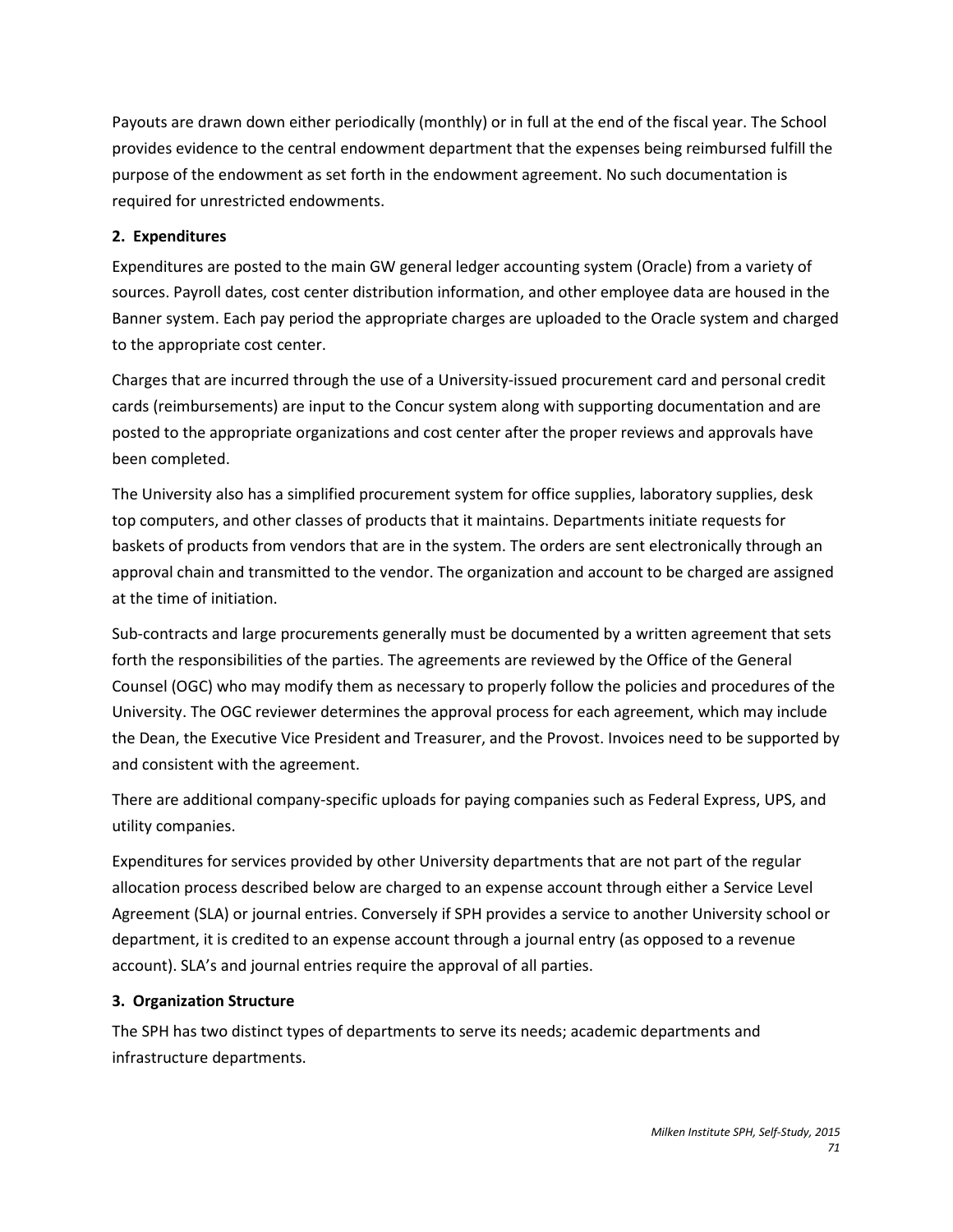Payouts are drawn down either periodically (monthly) or in full at the end of the fiscal year. The School provides evidence to the central endowment department that the expenses being reimbursed fulfill the purpose of the endowment as set forth in the endowment agreement. No such documentation is required for unrestricted endowments.

**2. Expenditures**

Expenditures are posted to the main GW general ledger accounting system (Oracle) from a variety of sources. Payroll dates, cost center distribution information, and other employee data are housed in the Banner system. Each pay period the appropriate charges are uploaded to the Oracle system and charged to the appropriate cost center.

Charges that are incurred through the use of a University-issued procurement card and personal credit cards (reimbursements) are input to the Concur system along with supporting documentation and are posted to the appropriate organizations and cost center after the proper reviews and approvals have been completed.

The University also has a simplified procurement system for office supplies, laboratory supplies, desk top computers, and other classes of products that it maintains. Departments initiate requests for baskets of products from vendors that are in the system. The orders are sent electronically through an approval chain and transmitted to the vendor. The organization and account to be charged are assigned at the time of initiation.

Sub-contracts and large procurements generally must be documented by a written agreement that sets forth the responsibilities of the parties. The agreements are reviewed by the Office of the General Counsel (OGC) who may modify them as necessary to properly follow the policies and procedures of the University. The OGC reviewer determines the approval process for each agreement, which may include the Dean, the Executive Vice President and Treasurer, and the Provost. Invoices need to be supported by and consistent with the agreement.

There are additional company-specific uploads for paying companies such as Federal Express, UPS, and utility companies.

Expenditures for services provided by other University departments that are not part of the regular allocation process described below are charged to an expense account through either a Service Level Agreement (SLA) or journal entries. Conversely if SPH provides a service to another University school or department, it is credited to an expense account through a journal entry (as opposed to a revenue account). SLA's and journal entries require the approval of all parties.

**3. Organization Structure**

The SPH has two distinct types of departments to serve its needs; academic departments and infrastructure departments.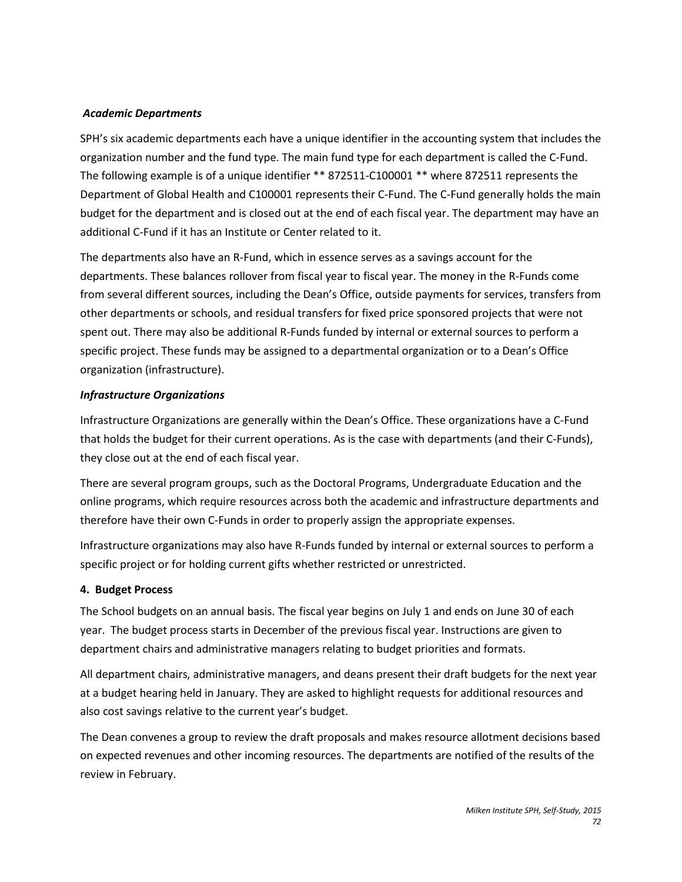*Academic Departments*

SPH's six academic departments each have a unique identifier in the accounting system that includes the organization number and the fund type. The main fund type for each department is called the C-Fund. The following example is of a unique identifier ** 872511-C100001 ** where 872511 represents the Department of Global Health and C100001 represents their C-Fund. The C-Fund generally holds the main budget for the department and is closed out at the end of each fiscal year. The department may have an additional C-Fund if it has an Institute or Center related to it.

The departments also have an R-Fund, which in essence serves as a savings account for the departments. These balances rollover from fiscal year to fiscal year. The money in the R-Funds come from several different sources, including the Dean's Office, outside payments for services, transfers from other departments or schools, and residual transfers for fixed price sponsored projects that were not spent out. There may also be additional R-Funds funded by internal or external sources to perform a specific project. These funds may be assigned to a departmental organization or to a Dean's Office organization (infrastructure).

***Infrastructure Organizations***

Infrastructure Organizations are generally within the Dean's Office. These organizations have a C-Fund that holds the budget for their current operations. As is the case with departments (and their C-Funds), they close out at the end of each fiscal year.

There are several program groups, such as the Doctoral Programs, Undergraduate Education and the online programs, which require resources across both the academic and infrastructure departments and therefore have their own C-Funds in order to properly assign the appropriate expenses.

Infrastructure organizations may also have R-Funds funded by internal or external sources to perform a specific project or for holding current gifts whether restricted or unrestricted.

**4. Budget Process**

The School budgets on an annual basis. The fiscal year begins on July 1 and ends on June 30 of each year. The budget process starts in December of the previous fiscal year. Instructions are given to department chairs and administrative managers relating to budget priorities and formats.

All department chairs, administrative managers, and deans present their draft budgets for the next year at a budget hearing held in January. They are asked to highlight requests for additional resources and also cost savings relative to the current year's budget.

The Dean convenes a group to review the draft proposals and makes resource allotment decisions based on expected revenues and other incoming resources. The departments are notified of the results of the review in February.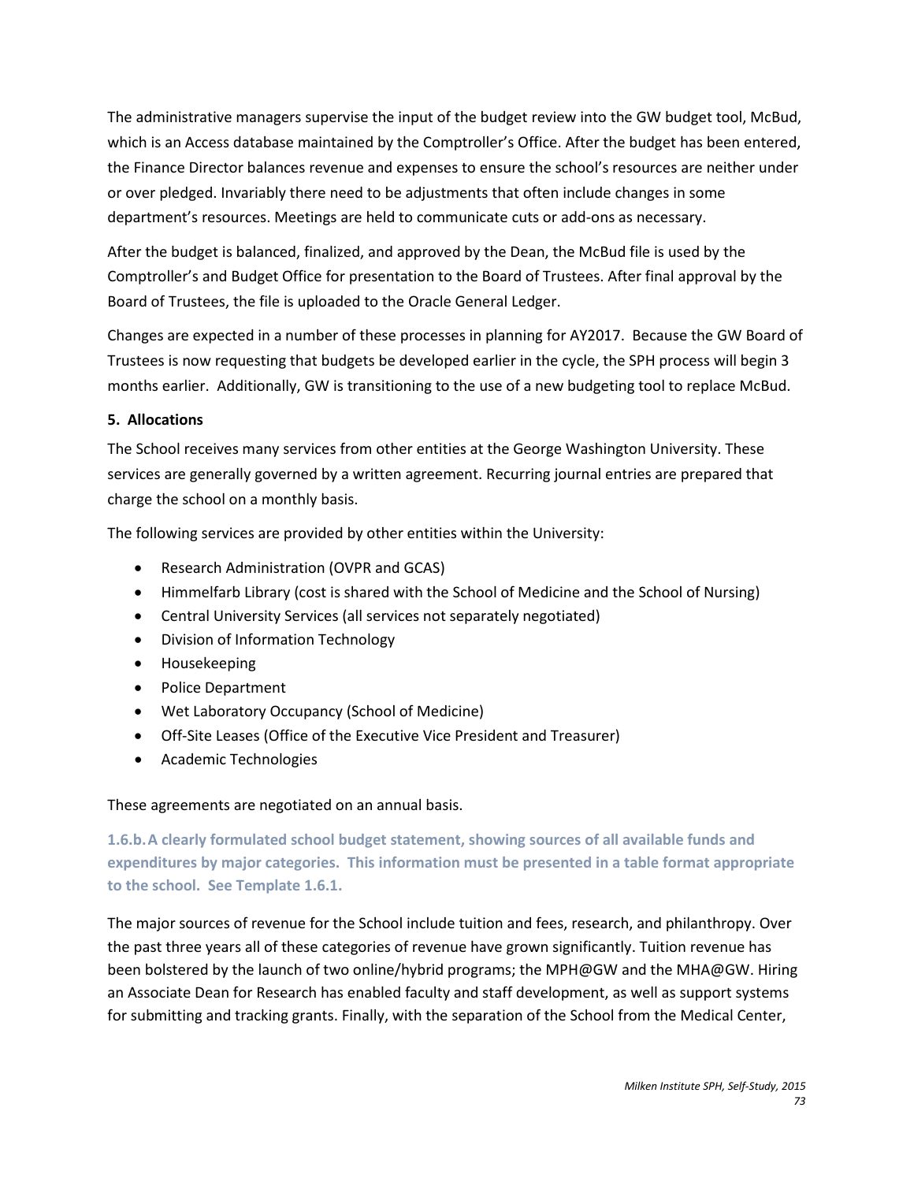The administrative managers supervise the input of the budget review into the GW budget tool, McBud, which is an Access database maintained by the Comptroller's Office. After the budget has been entered, the Finance Director balances revenue and expenses to ensure the school's resources are neither under or over pledged. Invariably there need to be adjustments that often include changes in some department's resources. Meetings are held to communicate cuts or add-ons as necessary.

After the budget is balanced, finalized, and approved by the Dean, the McBud file is used by the Comptroller's and Budget Office for presentation to the Board of Trustees. After final approval by the Board of Trustees, the file is uploaded to the Oracle General Ledger.

Changes are expected in a number of these processes in planning for AY2017. Because the GW Board of Trustees is now requesting that budgets be developed earlier in the cycle, the SPH process will begin 3 months earlier. Additionally, GW is transitioning to the use of a new budgeting tool to replace McBud.

**5. Allocations**

The School receives many services from other entities at the George Washington University. These services are generally governed by a written agreement. Recurring journal entries are prepared that charge the school on a monthly basis.

The following services are provided by other entities within the University:

- Research Administration (OVPR and GCAS)
- Himmelfarb Library (cost is shared with the School of Medicine and the School of Nursing)
- Central University Services (all services not separately negotiated)
- Division of Information Technology
- Housekeeping
- Police Department
- Wet Laboratory Occupancy (School of Medicine)
- Off-Site Leases (Office of the Executive Vice President and Treasurer)
- Academic Technologies

These agreements are negotiated on an annual basis.

**1.6.b. A clearly formulated school budget statement, showing sources of all available funds and expenditures by major categories. This information must be presented in a table format appropriate to the school. See Template 1.6.1.**

The major sources of revenue for the School include tuition and fees, research, and philanthropy. Over the past three years all of these categories of revenue have grown significantly. Tuition revenue has been bolstered by the launch of two online/hybrid programs; the MPH@GW and the MHA@GW. Hiring an Associate Dean for Research has enabled faculty and staff development, as well as support systems for submitting and tracking grants. Finally, with the separation of the School from the Medical Center,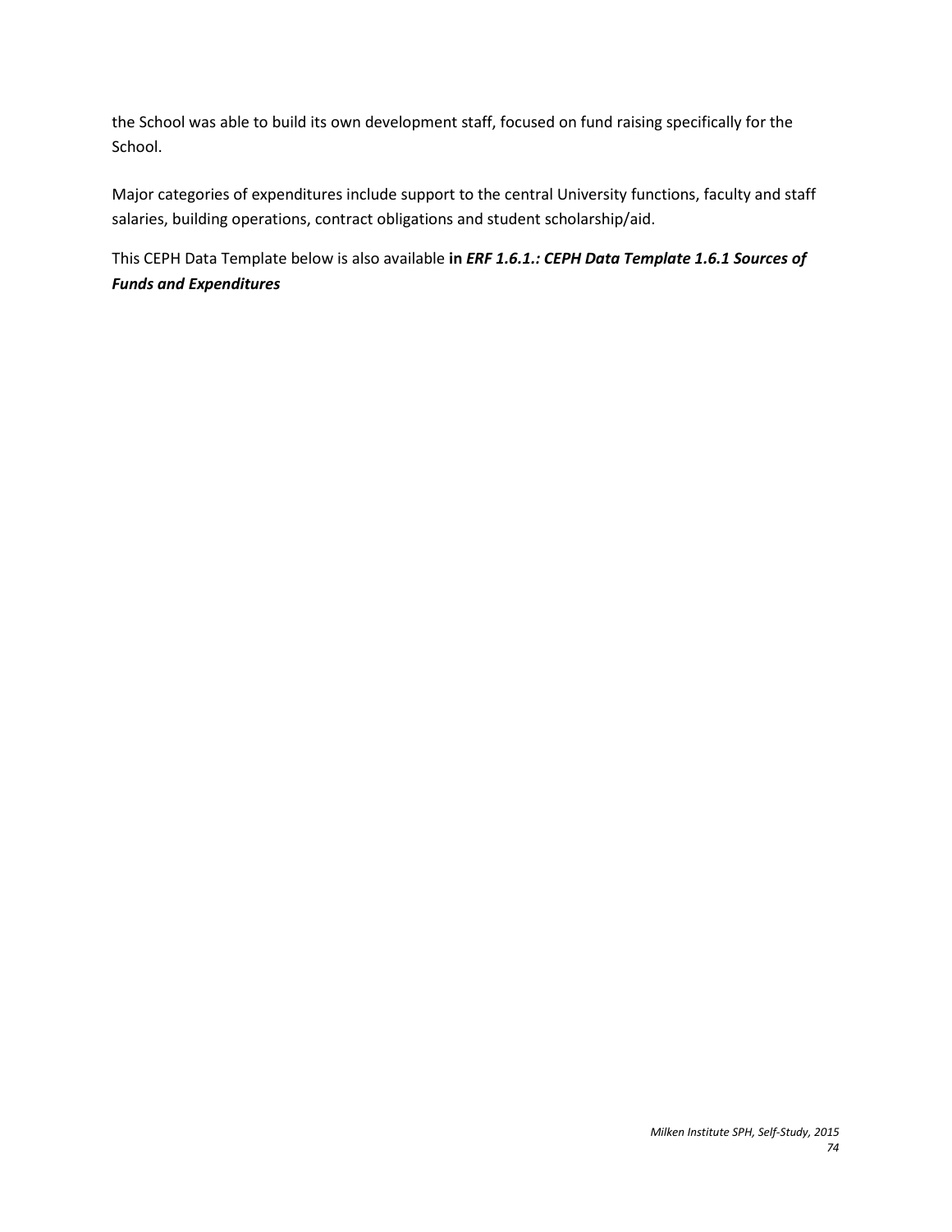the School was able to build its own development staff, focused on fund raising specifically for the School.

Major categories of expenditures include support to the central University functions, faculty and staff salaries, building operations, contract obligations and student scholarship/aid.

This CEPH Data Template below is also available **in *ERF 1.6.1.: CEPH Data Template 1.6.1 Sources of Funds and Expenditures***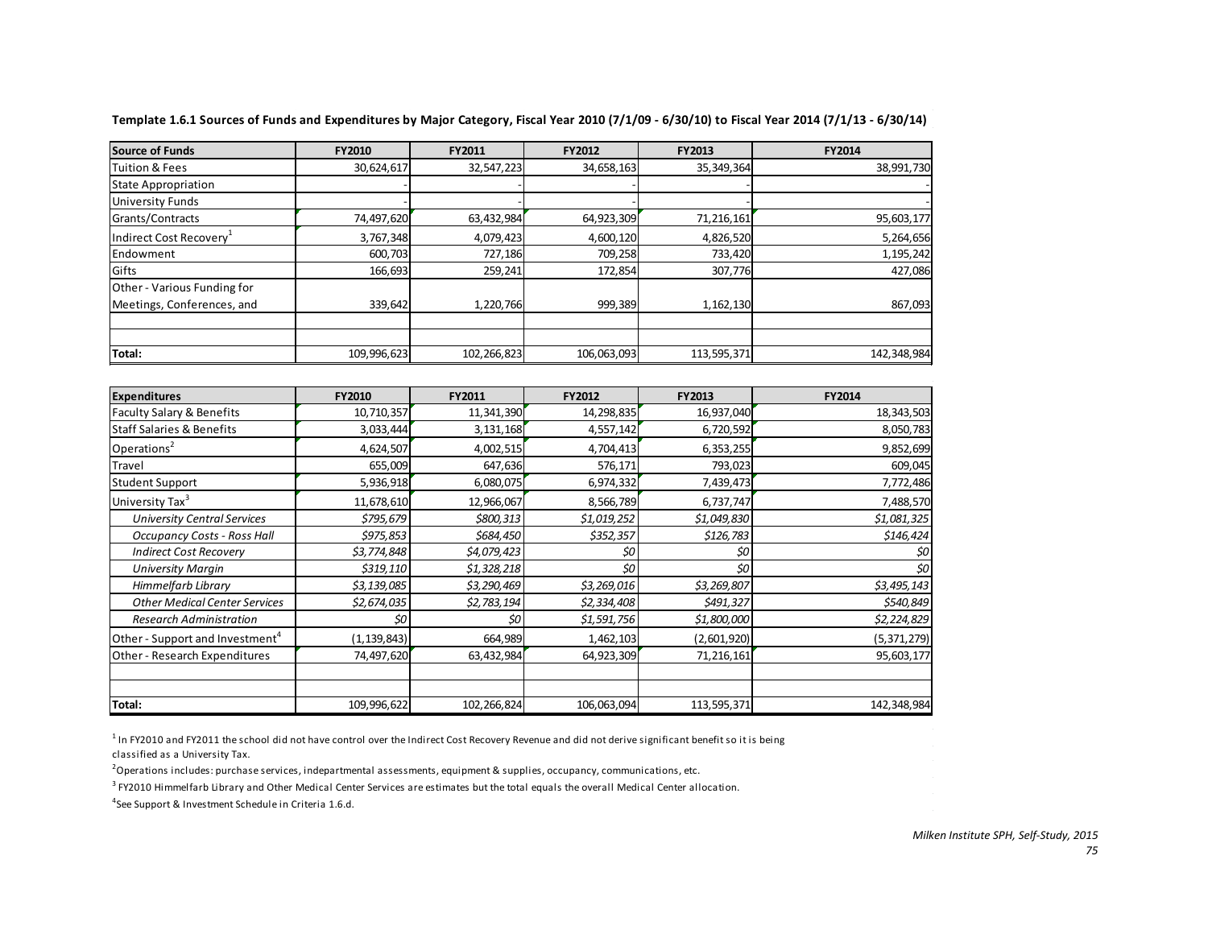**Template 1.6.1 Sources of Funds and Expenditures by Major Category, Fiscal Year 2010 (7/1/09 - 6/30/10) to Fiscal Year 2014 (7/1/13 - 6/30/14)**

| Source of Funds | FY2010 | FY2011 | FY2012 | FY2013 | FY2014 |
|---|---|---|---|---|---|
| Tuition & Fees | 30,624,617 | 32,547,223 | 34,658,163 | 35,349,364 | 38,991,730 |
| State Appropriation | - | - | - | - | - |
| University Funds | - | - | - | - | - |
| Grants/Contracts | 74,497,620 | 63,432,984 | 64,923,309 | 71,216,161 | 95,603,177 |
| Indirect Cost Recovery[1] | 3,767,348 | 4,079,423 | 4,600,120 | 4,826,520 | 5,264,656 |
| Endowment | 600,703 | 727,186 | 709,258 | 733,420 | 1,195,242 |
| Gifts | 166,693 | 259,241 | 172,854 | 307,776 | 427,086 |
| Other - Various Funding for Meetings, Conferences, and | 339,642 | 1,220,766 | 999,389 | 1,162,130 | 867,093 |
| | | | | | |
| | | | | | |
| **Total:** | 109,996,623 | 102,266,823 | 106,063,093 | 113,595,371 | 142,348,984 |

| Expenditures | FY2010 | FY2011 | FY2012 | FY2013 | FY2014 |
|---|---|---|---|---|---|
| Faculty Salary & Benefits | 10,710,357 | 11,341,390 | 14,298,835 | 16,937,040 | 18,343,503 |
| Staff Salaries & Benefits | 3,033,444 | 3,131,168 | 4,557,142 | 6,720,592 | 8,050,783 |
| Operations[2] | 4,624,507 | 4,002,515 | 4,704,413 | 6,353,255 | 9,852,699 |
| Travel | 655,009 | 647,636 | 576,171 | 793,023 | 609,045 |
| Student Support | 5,936,918 | 6,080,075 | 6,974,332 | 7,439,473 | 7,772,486 |
| University Tax[3] | 11,678,610 | 12,966,067 | 8,566,789 | 6,737,747 | 7,488,570 |
| *University Central Services* | *$795,679* | *$800,313* | *$1,019,252* | *$1,049,830* | *$1,081,325* |
| *Occupancy Costs - Ross Hall* | *$975,853* | *$684,450* | *$352,357* | *$126,783* | *$146,424* |
| *Indirect Cost Recovery* | *$3,774,848* | *$4,079,423* | *$0* | *$0* | *$0* |
| *University Margin* | *$319,110* | *$1,328,218* | *$0* | *$0* | *$0* |
| *Himmelfarb Library* | *$3,139,085* | *$3,290,469* | *$3,269,016* | *$3,269,807* | *$3,495,143* |
| *Other Medical Center Services* | *$2,674,035* | *$2,783,194* | *$2,334,408* | *$491,327* | *$540,849* |
| *Research Administration* | *$0* | *$0* | *$1,591,756* | *$1,800,000* | *$2,224,829* |
| Other - Support and Investment[4] | (1,139,843) | 664,989 | 1,462,103 | (2,601,920) | (5,371,279) |
| Other - Research Expenditures | 74,497,620 | 63,432,984 | 64,923,309 | 71,216,161 | 95,603,177 |
| | | | | | |
| | | | | | |
| **Total:** | 109,996,622 | 102,266,824 | 106,063,094 | 113,595,371 | 142,348,984 |

[1] In FY2010 and FY2011 the school did not have control over the Indirect Cost Recovery Revenue and did not derive significant benefit so it is being classified as a University Tax.

[2] Operations includes: purchase services, indepartmental assessments, equipment & supplies, occupancy, communications, etc.

[3] FY2010 Himmelfarb Library and Other Medical Center Services are estimates but the total equals the overall Medical Center allocation.

[4] See Support & Investment Schedule in Criteria 1.6.d.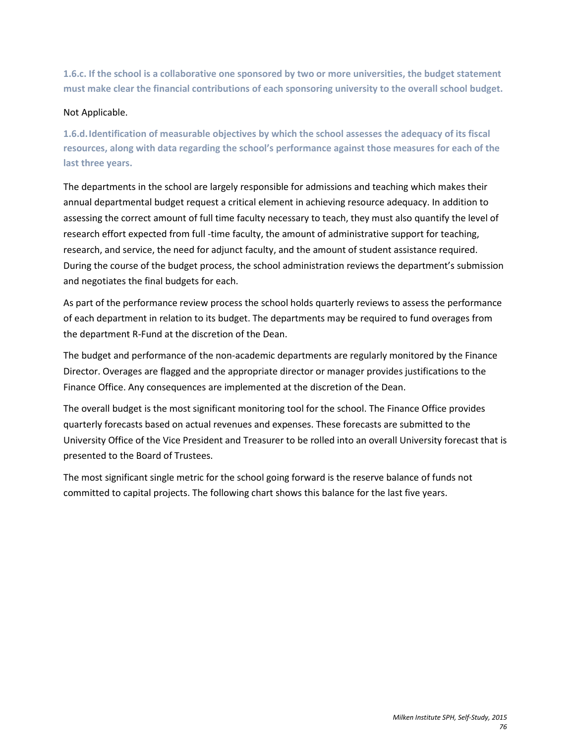**1.6.c. If the school is a collaborative one sponsored by two or more universities, the budget statement must make clear the financial contributions of each sponsoring university to the overall school budget.**

Not Applicable.

**1.6.d. Identification of measurable objectives by which the school assesses the adequacy of its fiscal resources, along with data regarding the school's performance against those measures for each of the last three years.**

The departments in the school are largely responsible for admissions and teaching which makes their annual departmental budget request a critical element in achieving resource adequacy. In addition to assessing the correct amount of full time faculty necessary to teach, they must also quantify the level of research effort expected from full -time faculty, the amount of administrative support for teaching, research, and service, the need for adjunct faculty, and the amount of student assistance required. During the course of the budget process, the school administration reviews the department's submission and negotiates the final budgets for each.

As part of the performance review process the school holds quarterly reviews to assess the performance of each department in relation to its budget. The departments may be required to fund overages from the department R-Fund at the discretion of the Dean.

The budget and performance of the non-academic departments are regularly monitored by the Finance Director. Overages are flagged and the appropriate director or manager provides justifications to the Finance Office. Any consequences are implemented at the discretion of the Dean.

The overall budget is the most significant monitoring tool for the school. The Finance Office provides quarterly forecasts based on actual revenues and expenses. These forecasts are submitted to the University Office of the Vice President and Treasurer to be rolled into an overall University forecast that is presented to the Board of Trustees.

The most significant single metric for the school going forward is the reserve balance of funds not committed to capital projects. The following chart shows this balance for the last five years.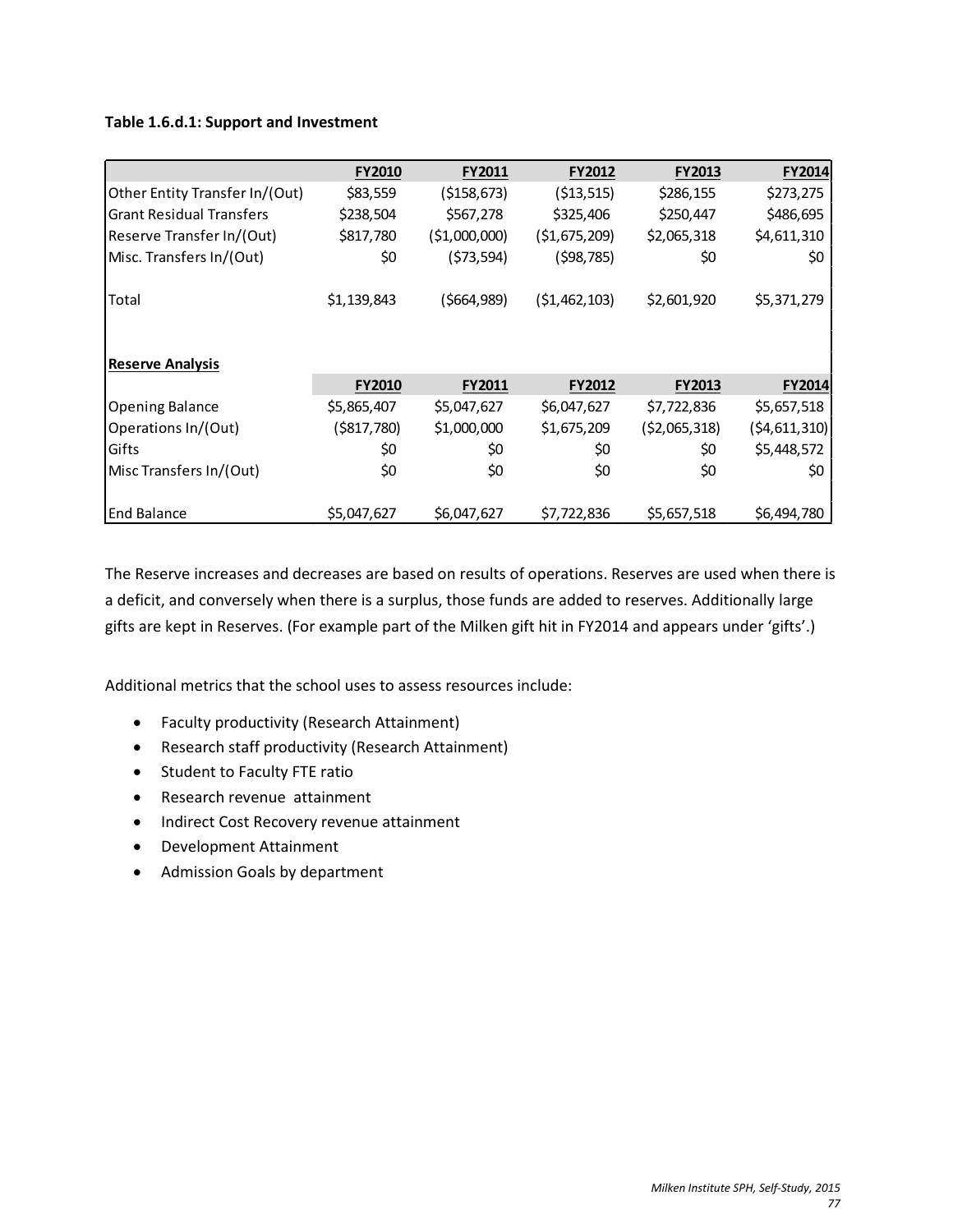**Table 1.6.d.1: Support and Investment**

| | FY2010 | FY2011 | FY2012 | FY2013 | FY2014 |
|---|---|---|---|---|---|
| Other Entity Transfer In/(Out) | $83,559 | ($158,673) | ($13,515) | $286,155 | $273,275 |
| Grant Residual Transfers | $238,504 | $567,278 | $325,406 | $250,447 | $486,695 |
| Reserve Transfer In/(Out) | $817,780 | ($1,000,000) | ($1,675,209) | $2,065,318 | $4,611,310 |
| Misc. Transfers In/(Out) | $0 | ($73,594) | ($98,785) | $0 | $0 |
| Total | $1,139,843 | ($664,989) | ($1,462,103) | $2,601,920 | $5,371,279 |

**Reserve Analysis**

| | FY2010 | FY2011 | FY2012 | FY2013 | FY2014 |
|---|---|---|---|---|---|
| Opening Balance | $5,865,407 | $5,047,627 | $6,047,627 | $7,722,836 | $5,657,518 |
| Operations In/(Out) | ($817,780) | $1,000,000 | $1,675,209 | ($2,065,318) | ($4,611,310) |
| Gifts | $0 | $0 | $0 | $0 | $5,448,572 |
| Misc Transfers In/(Out) | $0 | $0 | $0 | $0 | $0 |
| End Balance | $5,047,627 | $6,047,627 | $7,722,836 | $5,657,518 | $6,494,780 |

The Reserve increases and decreases are based on results of operations. Reserves are used when there is a deficit, and conversely when there is a surplus, those funds are added to reserves. Additionally large gifts are kept in Reserves. (For example part of the Milken gift hit in FY2014 and appears under 'gifts'.)

Additional metrics that the school uses to assess resources include:

- Faculty productivity (Research Attainment)
- Research staff productivity (Research Attainment)
- Student to Faculty FTE ratio
- Research revenue attainment
- Indirect Cost Recovery revenue attainment
- Development Attainment
- Admission Goals by department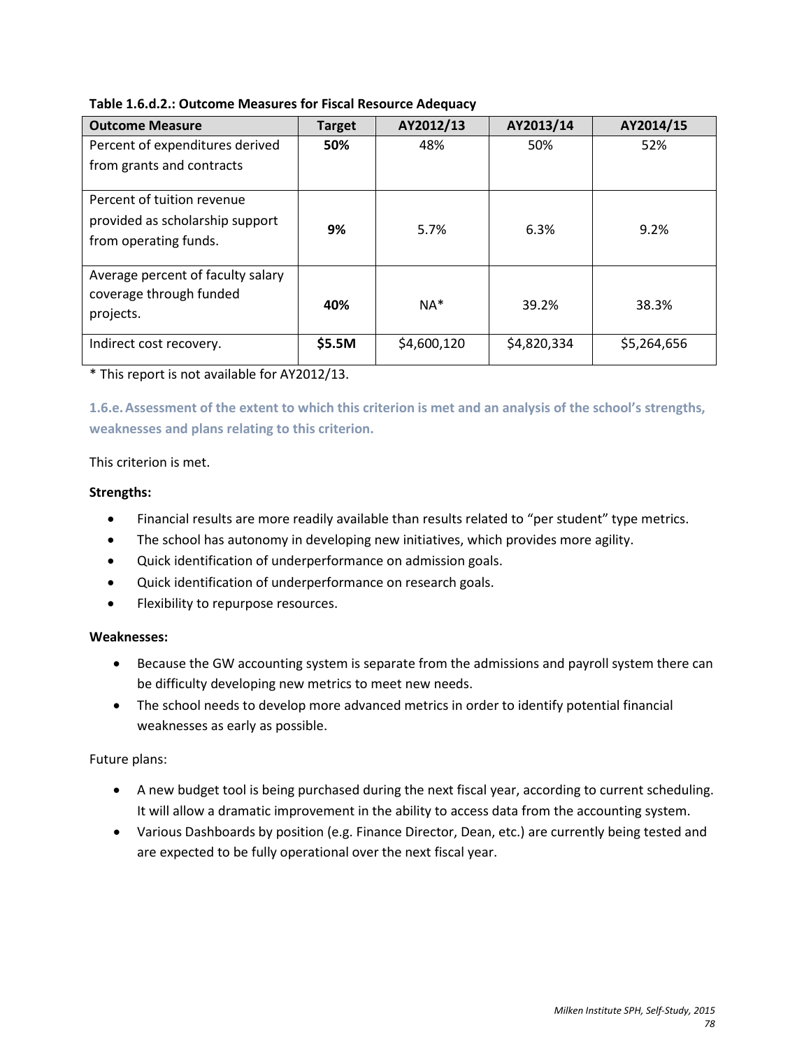**Table 1.6.d.2.: Outcome Measures for Fiscal Resource Adequacy**

| Outcome Measure | Target | AY2012/13 | AY2013/14 | AY2014/15 |
|---|---|---|---|---|
| Percent of expenditures derived from grants and contracts | **50%** | 48% | 50% | 52% |
| Percent of tuition revenue provided as scholarship support from operating funds. | **9%** | 5.7% | 6.3% | 9.2% |
| Average percent of faculty salary coverage through funded projects. | **40%** | NA* | 39.2% | 38.3% |
| Indirect cost recovery. | **$5.5M** | $4,600,120 | $4,820,334 | $5,264,656 |

* This report is not available for AY2012/13.

### 1.6.e. Assessment of the extent to which this criterion is met and an analysis of the school's strengths, weaknesses and plans relating to this criterion.

This criterion is met.

**Strengths:**

- Financial results are more readily available than results related to "per student" type metrics.
- The school has autonomy in developing new initiatives, which provides more agility.
- Quick identification of underperformance on admission goals.
- Quick identification of underperformance on research goals.
- Flexibility to repurpose resources.

**Weaknesses:**

- Because the GW accounting system is separate from the admissions and payroll system there can be difficulty developing new metrics to meet new needs.
- The school needs to develop more advanced metrics in order to identify potential financial weaknesses as early as possible.

Future plans:

- A new budget tool is being purchased during the next fiscal year, according to current scheduling. It will allow a dramatic improvement in the ability to access data from the accounting system.
- Various Dashboards by position (e.g. Finance Director, Dean, etc.) are currently being tested and are expected to be fully operational over the next fiscal year.